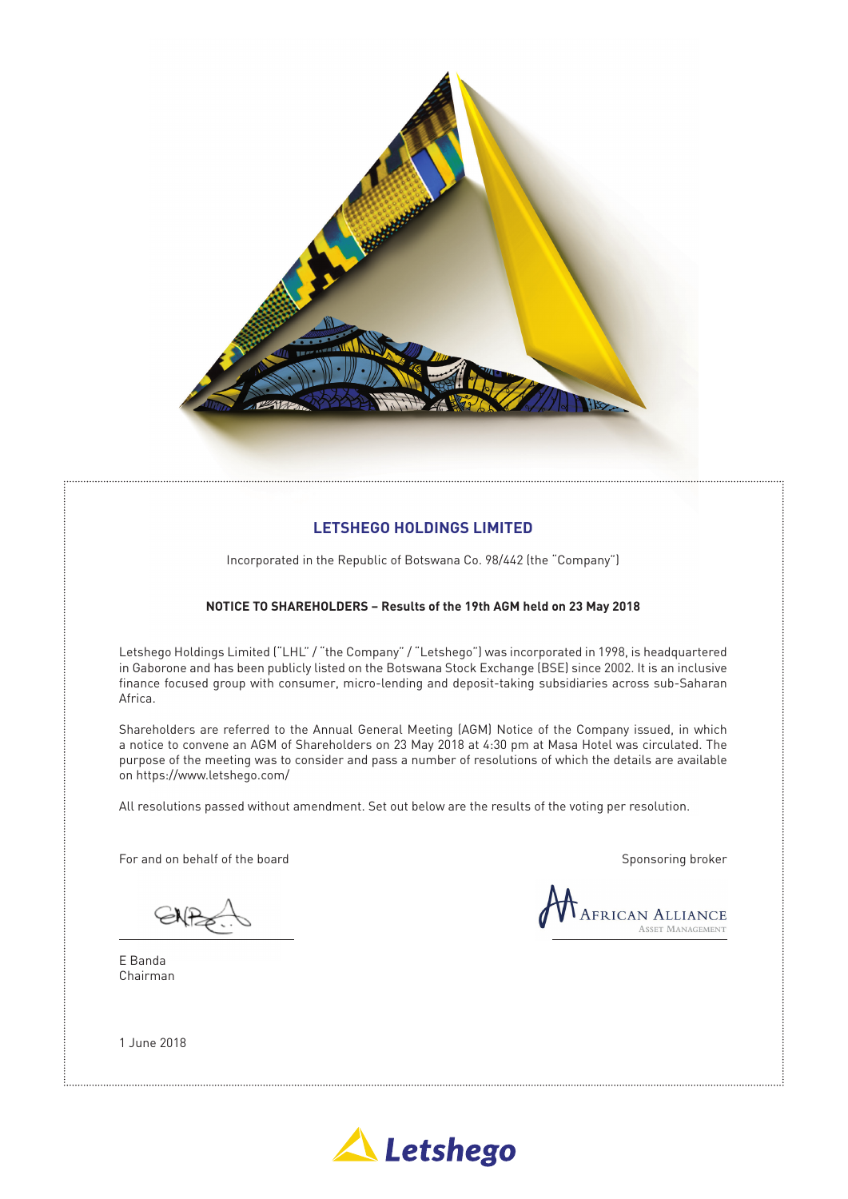## LETSHEGO HOLDINGS LIMITED

Incorporated in the Republic of Botswana Co. 98/442 (the "Company")

**NOTICE TO SHAREHOLDERS – Results of the 19th AGM held on 23 May 2018**

Letshego Holdings Limited ("LHL" / "the Company" / "Letshego") was incorporated in 1998, is headquartered in Gaborone and has been publicly listed on the Botswana Stock Exchange (BSE) since 2002. It is an inclusive finance focused group with consumer, micro-lending and deposit-taking subsidiaries across sub-Saharan Africa.

Shareholders are referred to the Annual General Meeting (AGM) Notice of the Company issued, in which a notice to convene an AGM of Shareholders on 23 May 2018 at 4:30 pm at Masa Hotel was circulated. The purpose of the meeting was to consider and pass a number of resolutions of which the details are available on https://www.letshego.com/

All resolutions passed without amendment. Set out below are the results of the voting per resolution.

For and on behalf of the board

E Banda
Chairman

Sponsoring broker

African Alliance
Asset Management

1 June 2018

Letshego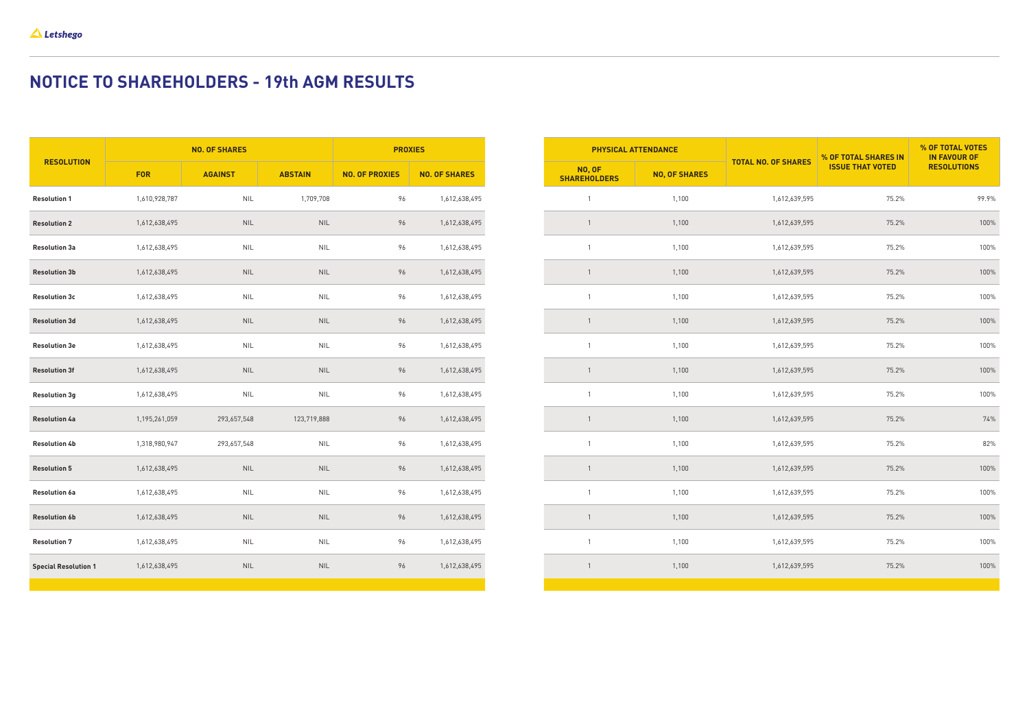# NOTICE TO SHAREHOLDERS - 19th AGM RESULTS

| RESOLUTION | NO. OF SHARES | | | PROXIES | | PHYSICAL ATTENDANCE | | TOTAL NO. OF SHARES | % OF TOTAL SHARES IN ISSUE THAT VOTED | % OF TOTAL VOTES IN FAVOUR OF RESOLUTIONS |
|---|---|---|---|---|---|---|---|---|---|---|
| | FOR | AGAINST | ABSTAIN | NO. OF PROXIES | NO. OF SHARES | NO, OF SHAREHOLDERS | NO, OF SHARES | | | |
| **Resolution 1** | 1,610,928,787 | NIL | 1,709,708 | 96 | 1,612,638,495 | 1 | 1,100 | 1,612,639,595 | 75.2% | 99.9% |
| **Resolution 2** | 1,612,638,495 | NIL | NIL | 96 | 1,612,638,495 | 1 | 1,100 | 1,612,639,595 | 75.2% | 100% |
| **Resolution 3a** | 1,612,638,495 | NIL | NIL | 96 | 1,612,638,495 | 1 | 1,100 | 1,612,639,595 | 75.2% | 100% |
| **Resolution 3b** | 1,612,638,495 | NIL | NIL | 96 | 1,612,638,495 | 1 | 1,100 | 1,612,639,595 | 75.2% | 100% |
| **Resolution 3c** | 1,612,638,495 | NIL | NIL | 96 | 1,612,638,495 | 1 | 1,100 | 1,612,639,595 | 75.2% | 100% |
| **Resolution 3d** | 1,612,638,495 | NIL | NIL | 96 | 1,612,638,495 | 1 | 1,100 | 1,612,639,595 | 75.2% | 100% |
| **Resolution 3e** | 1,612,638,495 | NIL | NIL | 96 | 1,612,638,495 | 1 | 1,100 | 1,612,639,595 | 75.2% | 100% |
| **Resolution 3f** | 1,612,638,495 | NIL | NIL | 96 | 1,612,638,495 | 1 | 1,100 | 1,612,639,595 | 75.2% | 100% |
| **Resolution 3g** | 1,612,638,495 | NIL | NIL | 96 | 1,612,638,495 | 1 | 1,100 | 1,612,639,595 | 75.2% | 100% |
| **Resolution 4a** | 1,195,261,059 | 293,657,548 | 123,719,888 | 96 | 1,612,638,495 | 1 | 1,100 | 1,612,639,595 | 75.2% | 74% |
| **Resolution 4b** | 1,318,980,947 | 293,657,548 | NIL | 96 | 1,612,638,495 | 1 | 1,100 | 1,612,639,595 | 75.2% | 82% |
| **Resolution 5** | 1,612,638,495 | NIL | NIL | 96 | 1,612,638,495 | 1 | 1,100 | 1,612,639,595 | 75.2% | 100% |
| **Resolution 6a** | 1,612,638,495 | NIL | NIL | 96 | 1,612,638,495 | 1 | 1,100 | 1,612,639,595 | 75.2% | 100% |
| **Resolution 6b** | 1,612,638,495 | NIL | NIL | 96 | 1,612,638,495 | 1 | 1,100 | 1,612,639,595 | 75.2% | 100% |
| **Resolution 7** | 1,612,638,495 | NIL | NIL | 96 | 1,612,638,495 | 1 | 1,100 | 1,612,639,595 | 75.2% | 100% |
| **Special Resolution 1** | 1,612,638,495 | NIL | NIL | 96 | 1,612,638,495 | 1 | 1,100 | 1,612,639,595 | 75.2% | 100% |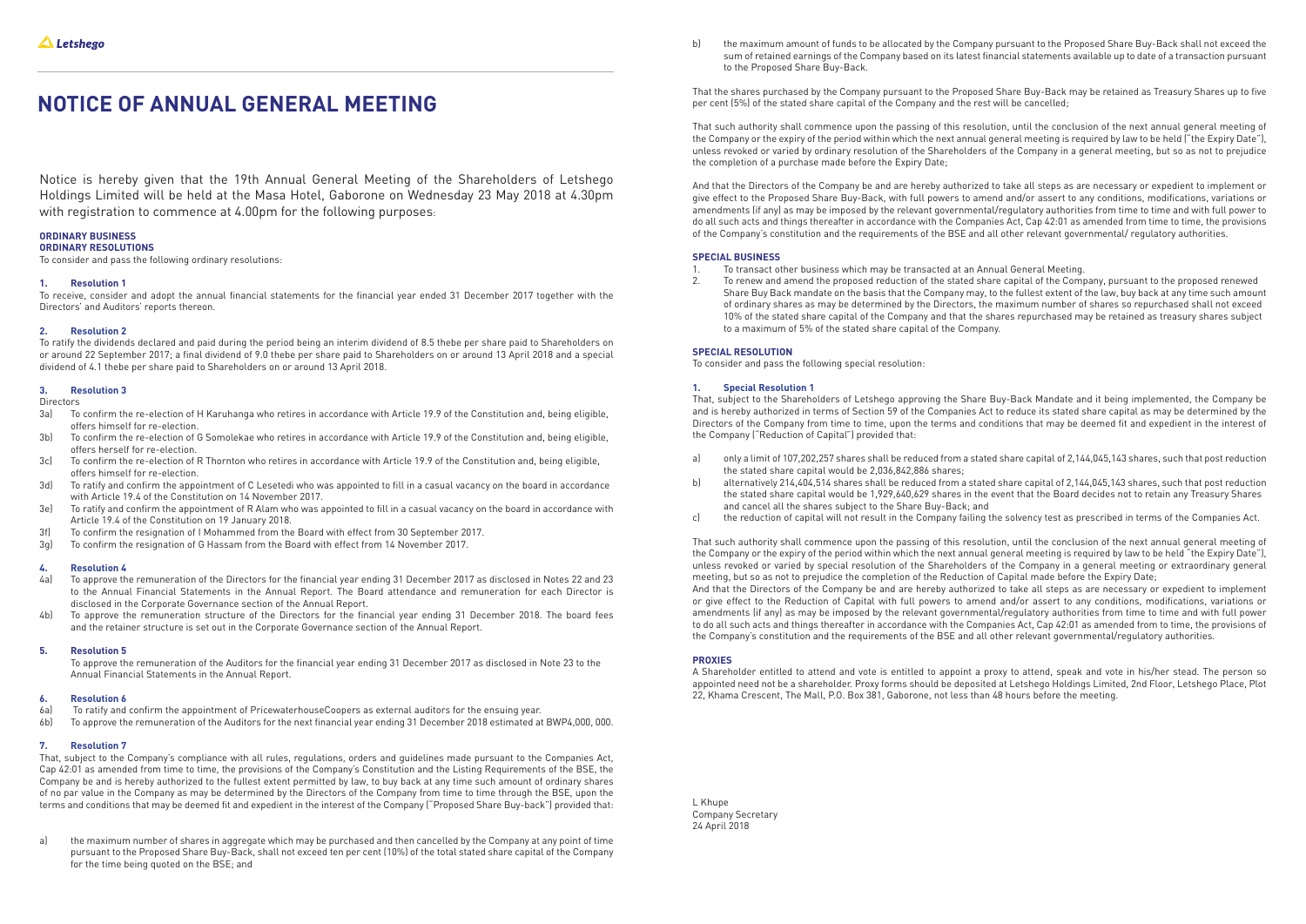# NOTICE OF ANNUAL GENERAL MEETING

Notice is hereby given that the 19th Annual General Meeting of the Shareholders of Letshego Holdings Limited will be held at the Masa Hotel, Gaborone on Wednesday 23 May 2018 at 4.30pm with registration to commence at 4.00pm for the following purposes:

## ORDINARY BUSINESS

### ORDINARY RESOLUTIONS

To consider and pass the following ordinary resolutions:

### 1. Resolution 1

To receive, consider and adopt the annual financial statements for the financial year ended 31 December 2017 together with the Directors' and Auditors' reports thereon.

### 2. Resolution 2

To ratify the dividends declared and paid during the period being an interim dividend of 8.5 thebe per share paid to Shareholders on or around 22 September 2017; a final dividend of 9.0 thebe per share paid to Shareholders on or around 13 April 2018 and a special dividend of 4.1 thebe per share paid to Shareholders on or around 13 April 2018.

### 3. Resolution 3

Directors

3a) To confirm the re-election of H Karuhanga who retires in accordance with Article 19.9 of the Constitution and, being eligible, offers himself for re-election.

3b) To confirm the re-election of G Somolekae who retires in accordance with Article 19.9 of the Constitution and, being eligible, offers herself for re-election.

3c) To confirm the re-election of R Thornton who retires in accordance with Article 19.9 of the Constitution and, being eligible, offers himself for re-election.

3d) To ratify and confirm the appointment of C Lesetedi who was appointed to fill in a casual vacancy on the board in accordance with Article 19.4 of the Constitution on 14 November 2017.

3e) To ratify and confirm the appointment of R Alam who was appointed to fill in a casual vacancy on the board in accordance with Article 19.4 of the Constitution on 19 January 2018.

3f) To confirm the resignation of I Mohammed from the Board with effect from 30 September 2017.

3g) To confirm the resignation of G Hassam from the Board with effect from 14 November 2017.

### 4. Resolution 4

4a) To approve the remuneration of the Directors for the financial year ending 31 December 2017 as disclosed in Notes 22 and 23 to the Annual Financial Statements in the Annual Report. The Board attendance and remuneration for each Director is disclosed in the Corporate Governance section of the Annual Report.

4b) To approve the remuneration structure of the Directors for the financial year ending 31 December 2018. The board fees and the retainer structure is set out in the Corporate Governance section of the Annual Report.

### 5. Resolution 5

To approve the remuneration of the Auditors for the financial year ending 31 December 2017 as disclosed in Note 23 to the Annual Financial Statements in the Annual Report.

### 6. Resolution 6

6a) To ratify and confirm the appointment of PricewaterhouseCoopers as external auditors for the ensuing year.

6b) To approve the remuneration of the Auditors for the next financial year ending 31 December 2018 estimated at BWP4,000, 000.

### 7. Resolution 7

That, subject to the Company's compliance with all rules, regulations, orders and guidelines made pursuant to the Companies Act, Cap 42:01 as amended from time to time, the provisions of the Company's Constitution and the Listing Requirements of the BSE, the Company be and is hereby authorized to the fullest extent permitted by law, to buy back at any time such amount of ordinary shares of no par value in the Company as may be determined by the Directors of the Company from time to time through the BSE, upon the terms and conditions that may be deemed fit and expedient in the interest of the Company ("Proposed Share Buy-back") provided that:

a) the maximum number of shares in aggregate which may be purchased and then cancelled by the Company at any point of time pursuant to the Proposed Share Buy-Back, shall not exceed ten per cent (10%) of the total stated share capital of the Company for the time being quoted on the BSE; and

b) the maximum amount of funds to be allocated by the Company pursuant to the Proposed Share Buy-Back shall not exceed the sum of retained earnings of the Company based on its latest financial statements available up to date of a transaction pursuant to the Proposed Share Buy-Back.

That the shares purchased by the Company pursuant to the Proposed Share Buy-Back may be retained as Treasury Shares up to five per cent (5%) of the stated share capital of the Company and the rest will be cancelled;

That such authority shall commence upon the passing of this resolution, until the conclusion of the next annual general meeting of the Company or the expiry of the period within which the next annual general meeting is required by law to be held ("the Expiry Date"), unless revoked or varied by ordinary resolution of the Shareholders of the Company in a general meeting, but so as not to prejudice the completion of a purchase made before the Expiry Date;

And that the Directors of the Company be and are hereby authorized to take all steps as are necessary or expedient to implement or give effect to the Proposed Share Buy-Back, with full powers to amend and/or assert to any conditions, modifications, variations or amendments (if any) as may be imposed by the relevant governmental/regulatory authorities from time to time and with full power to do all such acts and things thereafter in accordance with the Companies Act, Cap 42:01 as amended from time to time, the provisions of the Company's constitution and the requirements of the BSE and all other relevant governmental/ regulatory authorities.

## SPECIAL BUSINESS

1. To transact other business which may be transacted at an Annual General Meeting.
2. To renew and amend the proposed reduction of the stated share capital of the Company, pursuant to the proposed renewed Share Buy Back mandate on the basis that the Company may, to the fullest extent of the law, buy back at any time such amount of ordinary shares as may be determined by the Directors, the maximum number of shares so repurchased shall not exceed 10% of the stated share capital of the Company and that the shares repurchased may be retained as treasury shares subject to a maximum of 5% of the stated share capital of the Company.

## SPECIAL RESOLUTION

To consider and pass the following special resolution:

### 1. Special Resolution 1

That, subject to the Shareholders of Letshego approving the Share Buy-Back Mandate and it being implemented, the Company be and is hereby authorized in terms of Section 59 of the Companies Act to reduce its stated share capital as may be determined by the Directors of the Company from time to time, upon the terms and conditions that may be deemed fit and expedient in the interest of the Company ("Reduction of Capital") provided that:

a) only a limit of 107,202,257 shares shall be reduced from a stated share capital of 2,144,045,143 shares, such that post reduction the stated share capital would be 2,036,842,886 shares;

b) alternatively 214,404,514 shares shall be reduced from a stated share capital of 2,144,045,143 shares, such that post reduction the stated share capital would be 1,929,640,629 shares in the event that the Board decides not to retain any Treasury Shares and cancel all the shares subject to the Share Buy-Back; and

c) the reduction of capital will not result in the Company failing the solvency test as prescribed in terms of the Companies Act.

That such authority shall commence upon the passing of this resolution, until the conclusion of the next annual general meeting of the Company or the expiry of the period within which the next annual general meeting is required by law to be held "the Expiry Date"), unless revoked or varied by special resolution of the Shareholders of the Company in a general meeting or extraordinary general meeting, but so as not to prejudice the completion of the Reduction of Capital made before the Expiry Date;

And that the Directors of the Company be and are hereby authorized to take all steps as are necessary or expedient to implement or give effect to the Reduction of Capital with full powers to amend and/or assert to any conditions, modifications, variations or amendments (if any) as may be imposed by the relevant governmental/regulatory authorities from time to time and with full power to do all such acts and things thereafter in accordance with the Companies Act, Cap 42:01 as amended from time to time, the provisions of the Company's constitution and the requirements of the BSE and all other relevant governmental/regulatory authorities.

## PROXIES

A Shareholder entitled to attend and vote is entitled to appoint a proxy to attend, speak and vote in his/her stead. The person so appointed need not be a shareholder. Proxy forms should be deposited at Letshego Holdings Limited, 2nd Floor, Letshego Place, Plot 22, Khama Crescent, The Mall, P.O. Box 381, Gaborone, not less than 48 hours before the meeting.

L Khupe
Company Secretary
24 April 2018